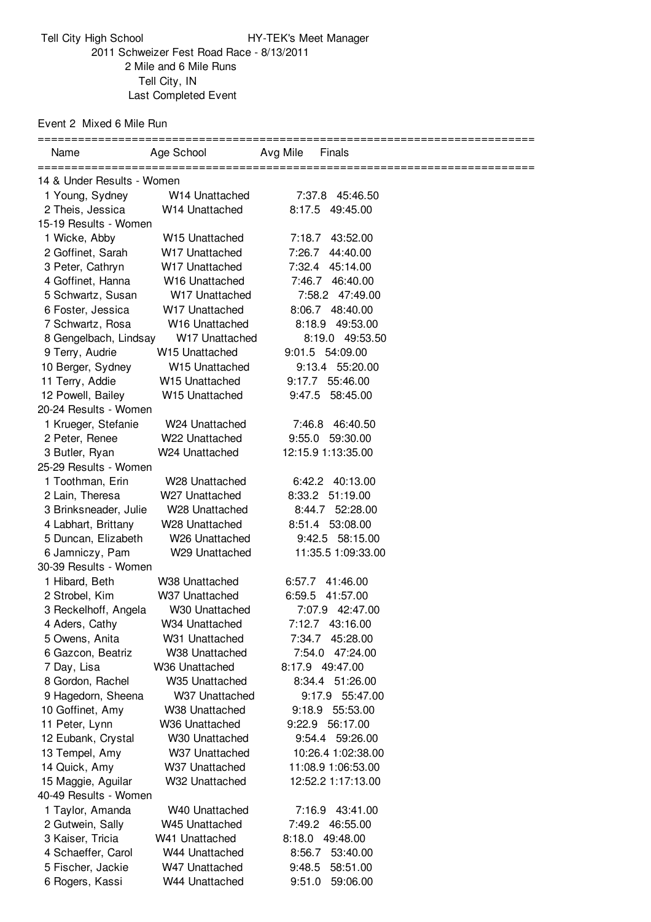Tell City High School HY-TEK's Meet Manager

2011 Schweizer Fest Road Race - 8/13/2011

2 Mile and 6 Mile Runs

Tell City, IN

Last Completed Event

Event 2 Mixed 6 Mile Run

| | Name | Age | School | Avg Mile | Finals |
|---|---|---|---|---|---|
| **14 & Under Results - Women** | | | | | |
| 1 | Young, Sydney | W14 | Unattached | 7:37.8 | 45:46.50 |
| 2 | Theis, Jessica | W14 | Unattached | 8:17.5 | 49:45.00 |
| **15-19 Results - Women** | | | | | |
| 1 | Wicke, Abby | W15 | Unattached | 7:18.7 | 43:52.00 |
| 2 | Goffinet, Sarah | W17 | Unattached | 7:26.7 | 44:40.00 |
| 3 | Peter, Cathryn | W17 | Unattached | 7:32.4 | 45:14.00 |
| 4 | Goffinet, Hanna | W16 | Unattached | 7:46.7 | 46:40.00 |
| 5 | Schwartz, Susan | W17 | Unattached | 7:58.2 | 47:49.00 |
| 6 | Foster, Jessica | W17 | Unattached | 8:06.7 | 48:40.00 |
| 7 | Schwartz, Rosa | W16 | Unattached | 8:18.9 | 49:53.00 |
| 8 | Gengelbach, Lindsay | W17 | Unattached | 8:19.0 | 49:53.50 |
| 9 | Terry, Audrie | W15 | Unattached | 9:01.5 | 54:09.00 |
| 10 | Berger, Sydney | W15 | Unattached | 9:13.4 | 55:20.00 |
| 11 | Terry, Addie | W15 | Unattached | 9:17.7 | 55:46.00 |
| 12 | Powell, Bailey | W15 | Unattached | 9:47.5 | 58:45.00 |
| **20-24 Results - Women** | | | | | |
| 1 | Krueger, Stefanie | W24 | Unattached | 7:46.8 | 46:40.50 |
| 2 | Peter, Renee | W22 | Unattached | 9:55.0 | 59:30.00 |
| 3 | Butler, Ryan | W24 | Unattached | 12:15.9 | 1:13:35.00 |
| **25-29 Results - Women** | | | | | |
| 1 | Toothman, Erin | W28 | Unattached | 6:42.2 | 40:13.00 |
| 2 | Lain, Theresa | W27 | Unattached | 8:33.2 | 51:19.00 |
| 3 | Brinksneader, Julie | W28 | Unattached | 8:44.7 | 52:28.00 |
| 4 | Labhart, Brittany | W28 | Unattached | 8:51.4 | 53:08.00 |
| 5 | Duncan, Elizabeth | W26 | Unattached | 9:42.5 | 58:15.00 |
| 6 | Jamniczy, Pam | W29 | Unattached | 11:35.5 | 1:09:33.00 |
| **30-39 Results - Women** | | | | | |
| 1 | Hibard, Beth | W38 | Unattached | 6:57.7 | 41:46.00 |
| 2 | Strobel, Kim | W37 | Unattached | 6:59.5 | 41:57.00 |
| 3 | Reckelhoff, Angela | W30 | Unattached | 7:07.9 | 42:47.00 |
| 4 | Aders, Cathy | W34 | Unattached | 7:12.7 | 43:16.00 |
| 5 | Owens, Anita | W31 | Unattached | 7:34.7 | 45:28.00 |
| 6 | Gazcon, Beatriz | W38 | Unattached | 7:54.0 | 47:24.00 |
| 7 | Day, Lisa | W36 | Unattached | 8:17.9 | 49:47.00 |
| 8 | Gordon, Rachel | W35 | Unattached | 8:34.4 | 51:26.00 |
| 9 | Hagedorn, Sheena | W37 | Unattached | 9:17.9 | 55:47.00 |
| 10 | Goffinet, Amy | W38 | Unattached | 9:18.9 | 55:53.00 |
| 11 | Peter, Lynn | W36 | Unattached | 9:22.9 | 56:17.00 |
| 12 | Eubank, Crystal | W30 | Unattached | 9:54.4 | 59:26.00 |
| 13 | Tempel, Amy | W37 | Unattached | 10:26.4 | 1:02:38.00 |
| 14 | Quick, Amy | W37 | Unattached | 11:08.9 | 1:06:53.00 |
| 15 | Maggie, Aguilar | W32 | Unattached | 12:52.2 | 1:17:13.00 |
| **40-49 Results - Women** | | | | | |
| 1 | Taylor, Amanda | W40 | Unattached | 7:16.9 | 43:41.00 |
| 2 | Gutwein, Sally | W45 | Unattached | 7:49.2 | 46:55.00 |
| 3 | Kaiser, Tricia | W41 | Unattached | 8:18.0 | 49:48.00 |
| 4 | Schaeffer, Carol | W44 | Unattached | 8:56.7 | 53:40.00 |
| 5 | Fischer, Jackie | W47 | Unattached | 9:48.5 | 58:51.00 |
| 6 | Rogers, Kassi | W44 | Unattached | 9:51.0 | 59:06.00 |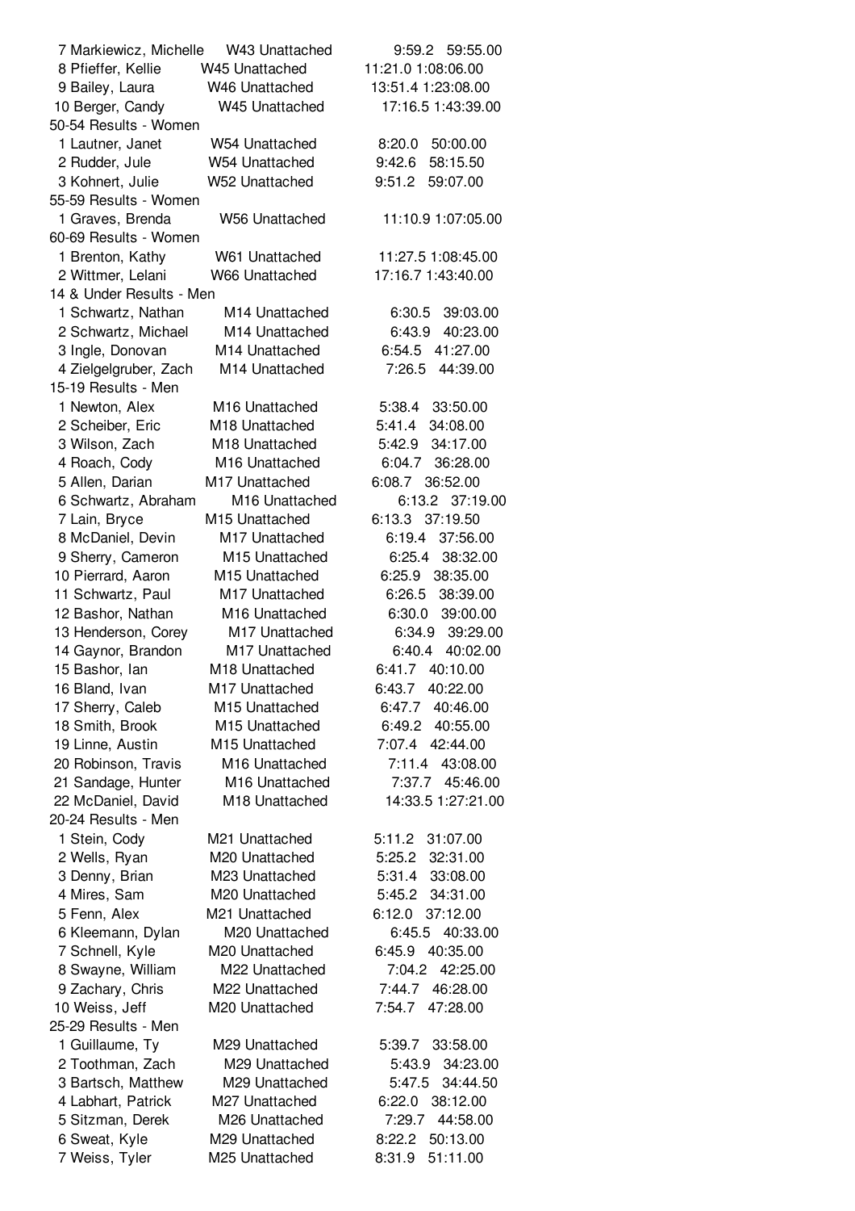7 Markiewicz, Michelle W43 Unattached 9:59.2 59:55.00
8 Pfieffer, Kellie W45 Unattached 11:21.0 1:08:06.00
9 Bailey, Laura W46 Unattached 13:51.4 1:23:08.00
10 Berger, Candy W45 Unattached 17:16.5 1:43:39.00

50-54 Results - Women

1 Lautner, Janet W54 Unattached 8:20.0 50:00.00
2 Rudder, Jule W54 Unattached 9:42.6 58:15.50
3 Kohnert, Julie W52 Unattached 9:51.2 59:07.00

55-59 Results - Women

1 Graves, Brenda W56 Unattached 11:10.9 1:07:05.00

60-69 Results - Women

1 Brenton, Kathy W61 Unattached 11:27.5 1:08:45.00
2 Wittmer, Lelani W66 Unattached 17:16.7 1:43:40.00

14 & Under Results - Men

1 Schwartz, Nathan M14 Unattached 6:30.5 39:03.00
2 Schwartz, Michael M14 Unattached 6:43.9 40:23.00
3 Ingle, Donovan M14 Unattached 6:54.5 41:27.00
4 Zielgelgruber, Zach M14 Unattached 7:26.5 44:39.00

15-19 Results - Men

1 Newton, Alex M16 Unattached 5:38.4 33:50.00
2 Scheiber, Eric M18 Unattached 5:41.4 34:08.00
3 Wilson, Zach M18 Unattached 5:42.9 34:17.00
4 Roach, Cody M16 Unattached 6:04.7 36:28.00
5 Allen, Darian M17 Unattached 6:08.7 36:52.00
6 Schwartz, Abraham M16 Unattached 6:13.2 37:19.00
7 Lain, Bryce M15 Unattached 6:13.3 37:19.50
8 McDaniel, Devin M17 Unattached 6:19.4 37:56.00
9 Sherry, Cameron M15 Unattached 6:25.4 38:32.00
10 Pierrard, Aaron M15 Unattached 6:25.9 38:35.00
11 Schwartz, Paul M17 Unattached 6:26.5 38:39.00
12 Bashor, Nathan M16 Unattached 6:30.0 39:00.00
13 Henderson, Corey M17 Unattached 6:34.9 39:29.00
14 Gaynor, Brandon M17 Unattached 6:40.4 40:02.00
15 Bashor, Ian M18 Unattached 6:41.7 40:10.00
16 Bland, Ivan M17 Unattached 6:43.7 40:22.00
17 Sherry, Caleb M15 Unattached 6:47.7 40:46.00
18 Smith, Brook M15 Unattached 6:49.2 40:55.00
19 Linne, Austin M15 Unattached 7:07.4 42:44.00
20 Robinson, Travis M16 Unattached 7:11.4 43:08.00
21 Sandage, Hunter M16 Unattached 7:37.7 45:46.00
22 McDaniel, David M18 Unattached 14:33.5 1:27:21.00

20-24 Results - Men

1 Stein, Cody M21 Unattached 5:11.2 31:07.00
2 Wells, Ryan M20 Unattached 5:25.2 32:31.00
3 Denny, Brian M23 Unattached 5:31.4 33:08.00
4 Mires, Sam M20 Unattached 5:45.2 34:31.00
5 Fenn, Alex M21 Unattached 6:12.0 37:12.00
6 Kleemann, Dylan M20 Unattached 6:45.5 40:33.00
7 Schnell, Kyle M20 Unattached 6:45.9 40:35.00
8 Swayne, William M22 Unattached 7:04.2 42:25.00
9 Zachary, Chris M22 Unattached 7:44.7 46:28.00
10 Weiss, Jeff M20 Unattached 7:54.7 47:28.00

25-29 Results - Men

1 Guillaume, Ty M29 Unattached 5:39.7 33:58.00
2 Toothman, Zach M29 Unattached 5:43.9 34:23.00
3 Bartsch, Matthew M29 Unattached 5:47.5 34:44.50
4 Labhart, Patrick M27 Unattached 6:22.0 38:12.00
5 Sitzman, Derek M26 Unattached 7:29.7 44:58.00
6 Sweat, Kyle M29 Unattached 8:22.2 50:13.00
7 Weiss, Tyler M25 Unattached 8:31.9 51:11.00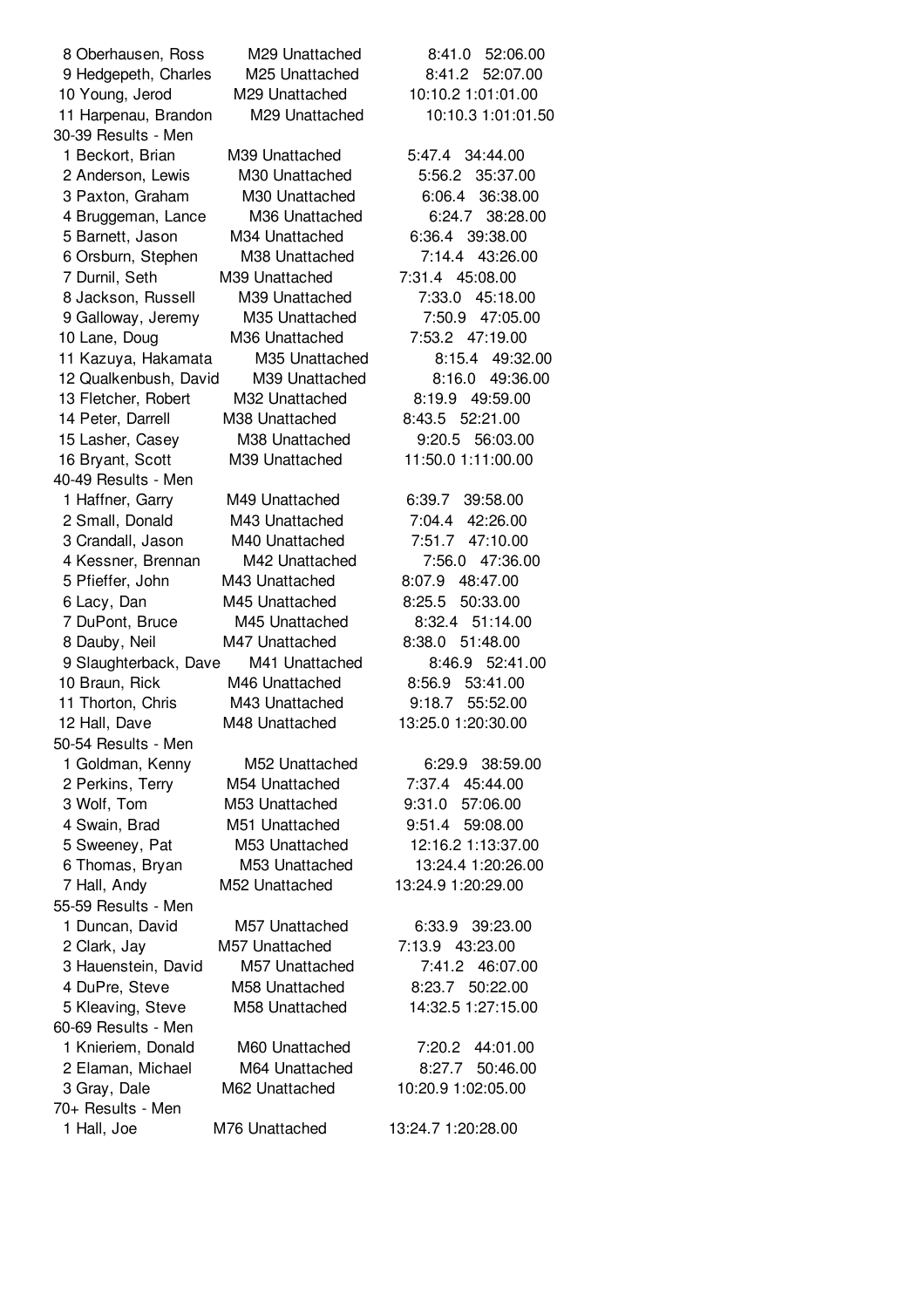| | | | | |
|---|---|---|---|---|
| 8 | Oberhausen, Ross | M29 Unattached | 8:41.0 | 52:06.00 |
| 9 | Hedgepeth, Charles | M25 Unattached | 8:41.2 | 52:07.00 |
| 10 | Young, Jerod | M29 Unattached | 10:10.2 | 1:01:01.00 |
| 11 | Harpenau, Brandon | M29 Unattached | 10:10.3 | 1:01:01.50 |

30-39 Results - Men

| | | | | |
|---|---|---|---|---|
| 1 | Beckort, Brian | M39 Unattached | 5:47.4 | 34:44.00 |
| 2 | Anderson, Lewis | M30 Unattached | 5:56.2 | 35:37.00 |
| 3 | Paxton, Graham | M30 Unattached | 6:06.4 | 36:38.00 |
| 4 | Bruggeman, Lance | M36 Unattached | 6:24.7 | 38:28.00 |
| 5 | Barnett, Jason | M34 Unattached | 6:36.4 | 39:38.00 |
| 6 | Orsburn, Stephen | M38 Unattached | 7:14.4 | 43:26.00 |
| 7 | Durnil, Seth | M39 Unattached | 7:31.4 | 45:08.00 |
| 8 | Jackson, Russell | M39 Unattached | 7:33.0 | 45:18.00 |
| 9 | Galloway, Jeremy | M35 Unattached | 7:50.9 | 47:05.00 |
| 10 | Lane, Doug | M36 Unattached | 7:53.2 | 47:19.00 |
| 11 | Kazuya, Hakamata | M35 Unattached | 8:15.4 | 49:32.00 |
| 12 | Qualkenbush, David | M39 Unattached | 8:16.0 | 49:36.00 |
| 13 | Fletcher, Robert | M32 Unattached | 8:19.9 | 49:59.00 |
| 14 | Peter, Darrell | M38 Unattached | 8:43.5 | 52:21.00 |
| 15 | Lasher, Casey | M38 Unattached | 9:20.5 | 56:03.00 |
| 16 | Bryant, Scott | M39 Unattached | 11:50.0 | 1:11:00.00 |

40-49 Results - Men

| | | | | |
|---|---|---|---|---|
| 1 | Haffner, Garry | M49 Unattached | 6:39.7 | 39:58.00 |
| 2 | Small, Donald | M43 Unattached | 7:04.4 | 42:26.00 |
| 3 | Crandall, Jason | M40 Unattached | 7:51.7 | 47:10.00 |
| 4 | Kessner, Brennan | M42 Unattached | 7:56.0 | 47:36.00 |
| 5 | Pfieffer, John | M43 Unattached | 8:07.9 | 48:47.00 |
| 6 | Lacy, Dan | M45 Unattached | 8:25.5 | 50:33.00 |
| 7 | DuPont, Bruce | M45 Unattached | 8:32.4 | 51:14.00 |
| 8 | Dauby, Neil | M47 Unattached | 8:38.0 | 51:48.00 |
| 9 | Slaughterback, Dave | M41 Unattached | 8:46.9 | 52:41.00 |
| 10 | Braun, Rick | M46 Unattached | 8:56.9 | 53:41.00 |
| 11 | Thorton, Chris | M43 Unattached | 9:18.7 | 55:52.00 |
| 12 | Hall, Dave | M48 Unattached | 13:25.0 | 1:20:30.00 |

50-54 Results - Men

| | | | | |
|---|---|---|---|---|
| 1 | Goldman, Kenny | M52 Unattached | 6:29.9 | 38:59.00 |
| 2 | Perkins, Terry | M54 Unattached | 7:37.4 | 45:44.00 |
| 3 | Wolf, Tom | M53 Unattached | 9:31.0 | 57:06.00 |
| 4 | Swain, Brad | M51 Unattached | 9:51.4 | 59:08.00 |
| 5 | Sweeney, Pat | M53 Unattached | 12:16.2 | 1:13:37.00 |
| 6 | Thomas, Bryan | M53 Unattached | 13:24.4 | 1:20:26.00 |
| 7 | Hall, Andy | M52 Unattached | 13:24.9 | 1:20:29.00 |

55-59 Results - Men

| | | | | |
|---|---|---|---|---|
| 1 | Duncan, David | M57 Unattached | 6:33.9 | 39:23.00 |
| 2 | Clark, Jay | M57 Unattached | 7:13.9 | 43:23.00 |
| 3 | Hauenstein, David | M57 Unattached | 7:41.2 | 46:07.00 |
| 4 | DuPre, Steve | M58 Unattached | 8:23.7 | 50:22.00 |
| 5 | Kleaving, Steve | M58 Unattached | 14:32.5 | 1:27:15.00 |

60-69 Results - Men

| | | | | |
|---|---|---|---|---|
| 1 | Knieriem, Donald | M60 Unattached | 7:20.2 | 44:01.00 |
| 2 | Elaman, Michael | M64 Unattached | 8:27.7 | 50:46.00 |
| 3 | Gray, Dale | M62 Unattached | 10:20.9 | 1:02:05.00 |

70+ Results - Men

| | | | | |
|---|---|---|---|---|
| 1 | Hall, Joe | M76 Unattached | 13:24.7 | 1:20:28.00 |